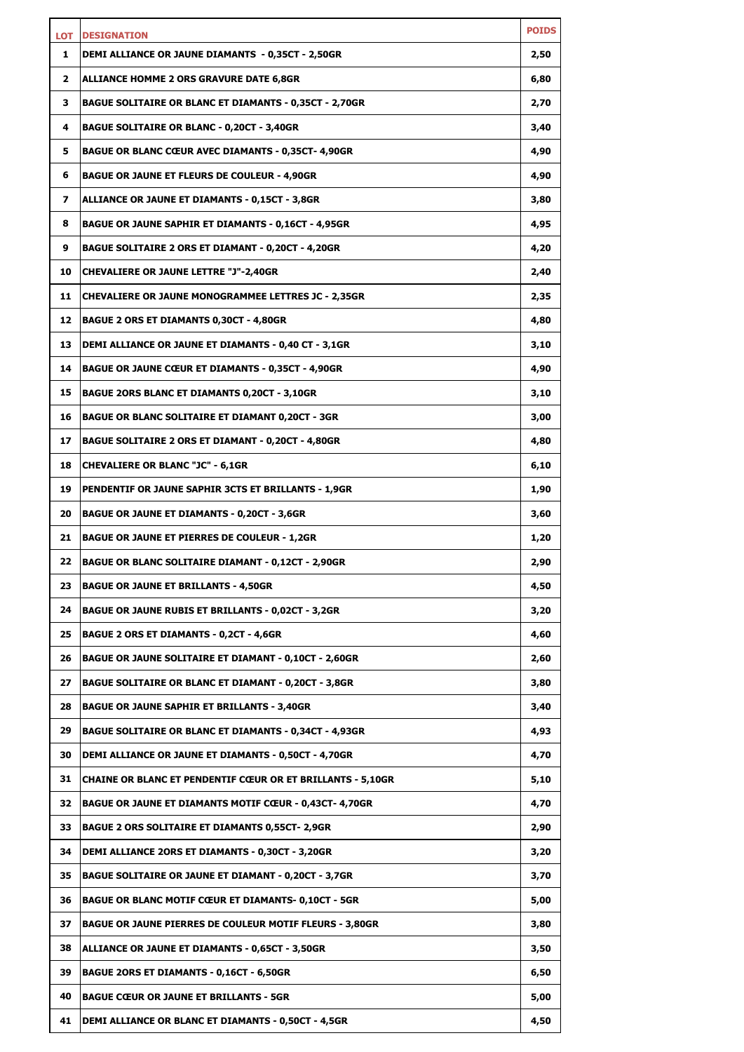| LOT | DESIGNATION | POIDS |
| --- | --- | --- |
| 1 | DEMI ALLIANCE OR JAUNE DIAMANTS - 0,35CT - 2,50GR | 2,50 |
| 2 | ALLIANCE HOMME 2 ORS GRAVURE DATE 6,8GR | 6,80 |
| 3 | BAGUE SOLITAIRE OR BLANC ET DIAMANTS - 0,35CT - 2,70GR | 2,70 |
| 4 | BAGUE SOLITAIRE OR BLANC - 0,20CT - 3,40GR | 3,40 |
| 5 | BAGUE OR BLANC CŒUR AVEC DIAMANTS - 0,35CT- 4,90GR | 4,90 |
| 6 | BAGUE OR JAUNE ET FLEURS DE COULEUR - 4,90GR | 4,90 |
| 7 | ALLIANCE OR JAUNE ET DIAMANTS - 0,15CT - 3,8GR | 3,80 |
| 8 | BAGUE OR JAUNE SAPHIR ET DIAMANTS - 0,16CT - 4,95GR | 4,95 |
| 9 | BAGUE SOLITAIRE 2 ORS ET DIAMANT - 0,20CT - 4,20GR | 4,20 |
| 10 | CHEVALIERE OR JAUNE LETTRE "J"-2,40GR | 2,40 |
| 11 | CHEVALIERE OR JAUNE MONOGRAMMEE LETTRES JC - 2,35GR | 2,35 |
| 12 | BAGUE 2 ORS ET DIAMANTS 0,30CT - 4,80GR | 4,80 |
| 13 | DEMI ALLIANCE OR JAUNE ET DIAMANTS - 0,40 CT - 3,1GR | 3,10 |
| 14 | BAGUE OR JAUNE CŒUR ET DIAMANTS - 0,35CT - 4,90GR | 4,90 |
| 15 | BAGUE 2ORS BLANC ET DIAMANTS 0,20CT - 3,10GR | 3,10 |
| 16 | BAGUE OR BLANC SOLITAIRE ET DIAMANT 0,20CT - 3GR | 3,00 |
| 17 | BAGUE SOLITAIRE 2 ORS ET DIAMANT - 0,20CT - 4,80GR | 4,80 |
| 18 | CHEVALIERE OR BLANC "JC" - 6,1GR | 6,10 |
| 19 | PENDENTIF OR JAUNE SAPHIR 3CTS ET BRILLANTS - 1,9GR | 1,90 |
| 20 | BAGUE OR JAUNE ET DIAMANTS - 0,20CT - 3,6GR | 3,60 |
| 21 | BAGUE OR JAUNE ET PIERRES DE COULEUR - 1,2GR | 1,20 |
| 22 | BAGUE OR BLANC SOLITAIRE DIAMANT - 0,12CT - 2,90GR | 2,90 |
| 23 | BAGUE OR JAUNE ET BRILLANTS - 4,50GR | 4,50 |
| 24 | BAGUE OR JAUNE RUBIS ET BRILLANTS - 0,02CT - 3,2GR | 3,20 |
| 25 | BAGUE 2 ORS ET DIAMANTS - 0,2CT - 4,6GR | 4,60 |
| 26 | BAGUE OR JAUNE SOLITAIRE ET DIAMANT - 0,10CT - 2,60GR | 2,60 |
| 27 | BAGUE SOLITAIRE OR BLANC ET DIAMANT - 0,20CT - 3,8GR | 3,80 |
| 28 | BAGUE OR JAUNE SAPHIR ET BRILLANTS - 3,40GR | 3,40 |
| 29 | BAGUE SOLITAIRE OR BLANC ET DIAMANTS - 0,34CT - 4,93GR | 4,93 |
| 30 | DEMI ALLIANCE OR JAUNE ET DIAMANTS - 0,50CT - 4,70GR | 4,70 |
| 31 | CHAINE OR BLANC ET PENDENTIF CŒUR OR ET BRILLANTS - 5,10GR | 5,10 |
| 32 | BAGUE OR JAUNE ET DIAMANTS MOTIF CŒUR - 0,43CT- 4,70GR | 4,70 |
| 33 | BAGUE 2 ORS SOLITAIRE ET DIAMANTS 0,55CT- 2,9GR | 2,90 |
| 34 | DEMI ALLIANCE 2ORS ET DIAMANTS - 0,30CT - 3,20GR | 3,20 |
| 35 | BAGUE SOLITAIRE OR JAUNE ET DIAMANT - 0,20CT - 3,7GR | 3,70 |
| 36 | BAGUE OR BLANC MOTIF CŒUR ET DIAMANTS- 0,10CT - 5GR | 5,00 |
| 37 | BAGUE OR JAUNE PIERRES DE COULEUR MOTIF FLEURS - 3,80GR | 3,80 |
| 38 | ALLIANCE OR JAUNE ET DIAMANTS - 0,65CT - 3,50GR | 3,50 |
| 39 | BAGUE 2ORS ET DIAMANTS - 0,16CT - 6,50GR | 6,50 |
| 40 | BAGUE CŒUR OR JAUNE ET BRILLANTS - 5GR | 5,00 |
| 41 | DEMI ALLIANCE OR BLANC ET DIAMANTS - 0,50CT - 4,5GR | 4,50 |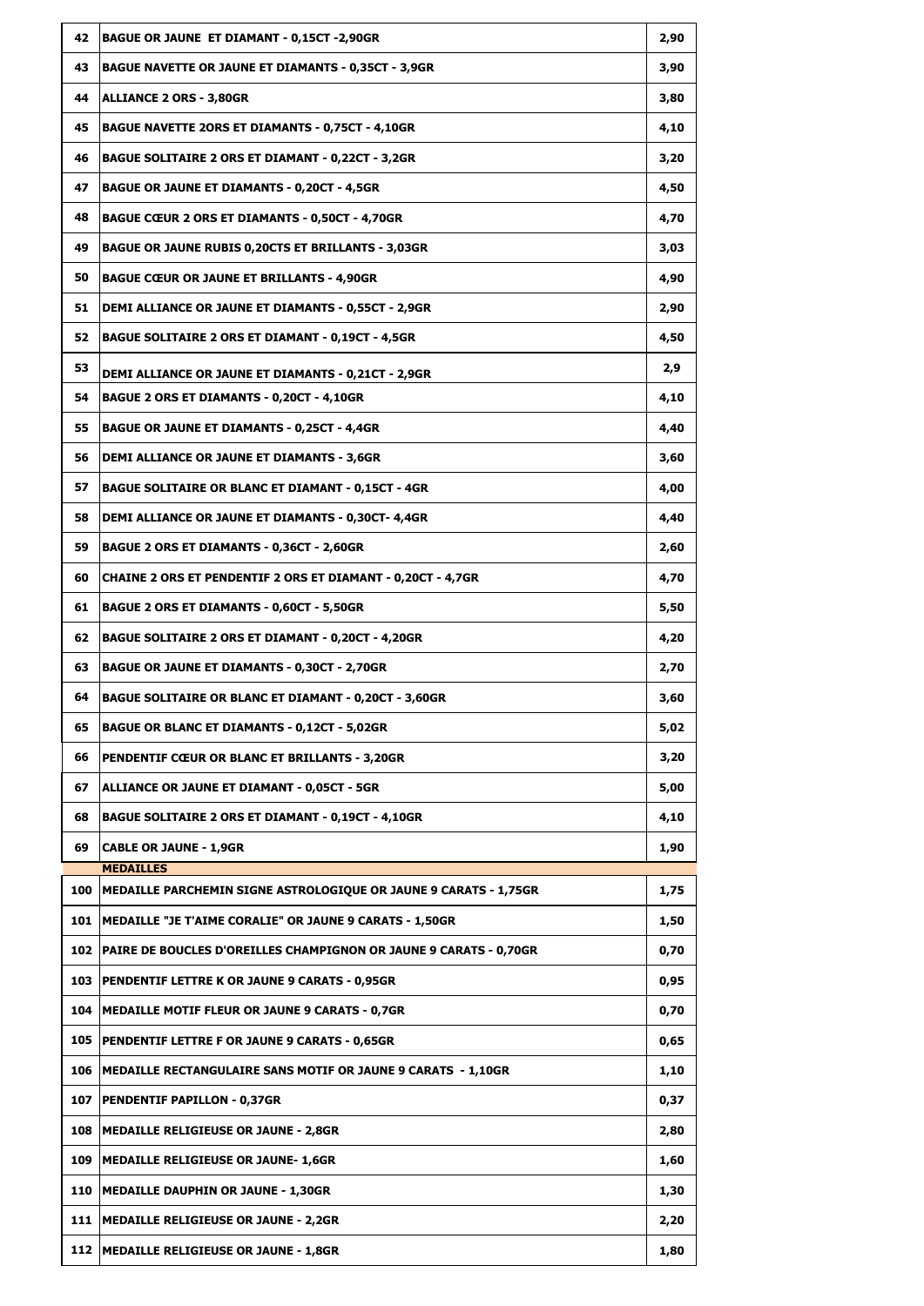| | | |
|---|---|---|
| 42 | **BAGUE OR JAUNE  ET DIAMANT - 0,15CT -2,90GR** | **2,90** |
| 43 | **BAGUE NAVETTE OR JAUNE ET DIAMANTS - 0,35CT - 3,9GR** | **3,90** |
| 44 | **ALLIANCE 2 ORS - 3,80GR** | **3,80** |
| 45 | **BAGUE NAVETTE 2ORS ET DIAMANTS - 0,75CT - 4,10GR** | **4,10** |
| 46 | **BAGUE SOLITAIRE 2 ORS ET DIAMANT - 0,22CT - 3,2GR** | **3,20** |
| 47 | **BAGUE OR JAUNE ET DIAMANTS - 0,20CT - 4,5GR** | **4,50** |
| 48 | **BAGUE CŒUR 2 ORS ET DIAMANTS - 0,50CT - 4,70GR** | **4,70** |
| 49 | **BAGUE OR JAUNE RUBIS 0,20CTS ET BRILLANTS - 3,03GR** | **3,03** |
| 50 | **BAGUE CŒUR OR JAUNE ET BRILLANTS - 4,90GR** | **4,90** |
| 51 | **DEMI ALLIANCE OR JAUNE ET DIAMANTS - 0,55CT - 2,9GR** | **2,90** |
| 52 | **BAGUE SOLITAIRE 2 ORS ET DIAMANT - 0,19CT - 4,5GR** | **4,50** |
| 53 | **DEMI ALLIANCE OR JAUNE ET DIAMANTS - 0,21CT - 2,9GR** | **2,9** |
| 54 | **BAGUE 2 ORS ET DIAMANTS - 0,20CT - 4,10GR** | **4,10** |
| 55 | **BAGUE OR JAUNE ET DIAMANTS - 0,25CT - 4,4GR** | **4,40** |
| 56 | **DEMI ALLIANCE OR JAUNE ET DIAMANTS - 3,6GR** | **3,60** |
| 57 | **BAGUE SOLITAIRE OR BLANC ET DIAMANT - 0,15CT - 4GR** | **4,00** |
| 58 | **DEMI ALLIANCE OR JAUNE ET DIAMANTS - 0,30CT- 4,4GR** | **4,40** |
| 59 | **BAGUE 2 ORS ET DIAMANTS - 0,36CT - 2,60GR** | **2,60** |
| 60 | **CHAINE 2 ORS ET PENDENTIF 2 ORS ET DIAMANT - 0,20CT - 4,7GR** | **4,70** |
| 61 | **BAGUE 2 ORS ET DIAMANTS - 0,60CT - 5,50GR** | **5,50** |
| 62 | **BAGUE SOLITAIRE 2 ORS ET DIAMANT - 0,20CT - 4,20GR** | **4,20** |
| 63 | **BAGUE OR JAUNE ET DIAMANTS - 0,30CT - 2,70GR** | **2,70** |
| 64 | **BAGUE SOLITAIRE OR BLANC ET DIAMANT - 0,20CT - 3,60GR** | **3,60** |
| 65 | **BAGUE OR BLANC ET DIAMANTS - 0,12CT - 5,02GR** | **5,02** |
| 66 | **PENDENTIF CŒUR OR BLANC ET BRILLANTS - 3,20GR** | **3,20** |
| 67 | **ALLIANCE OR JAUNE ET DIAMANT - 0,05CT - 5GR** | **5,00** |
| 68 | **BAGUE SOLITAIRE 2 ORS ET DIAMANT - 0,19CT - 4,10GR** | **4,10** |
| 69 | **CABLE OR JAUNE - 1,9GR** | **1,90** |
| | **MEDAILLES** | |
| 100 | **MEDAILLE PARCHEMIN SIGNE ASTROLOGIQUE OR JAUNE 9 CARATS - 1,75GR** | **1,75** |
| 101 | **MEDAILLE "JE T'AIME CORALIE" OR JAUNE 9 CARATS - 1,50GR** | **1,50** |
| 102 | **PAIRE DE BOUCLES D'OREILLES CHAMPIGNON OR JAUNE 9 CARATS - 0,70GR** | **0,70** |
| 103 | **PENDENTIF LETTRE K OR JAUNE 9 CARATS - 0,95GR** | **0,95** |
| 104 | **MEDAILLE MOTIF FLEUR OR JAUNE 9 CARATS - 0,7GR** | **0,70** |
| 105 | **PENDENTIF LETTRE F OR JAUNE 9 CARATS - 0,65GR** | **0,65** |
| 106 | **MEDAILLE RECTANGULAIRE SANS MOTIF OR JAUNE 9 CARATS  - 1,10GR** | **1,10** |
| 107 | **PENDENTIF PAPILLON - 0,37GR** | **0,37** |
| 108 | **MEDAILLE RELIGIEUSE OR JAUNE - 2,8GR** | **2,80** |
| 109 | **MEDAILLE RELIGIEUSE OR JAUNE- 1,6GR** | **1,60** |
| 110 | **MEDAILLE DAUPHIN OR JAUNE - 1,30GR** | **1,30** |
| 111 | **MEDAILLE RELIGIEUSE OR JAUNE - 2,2GR** | **2,20** |
| 112 | **MEDAILLE RELIGIEUSE OR JAUNE - 1,8GR** | **1,80** |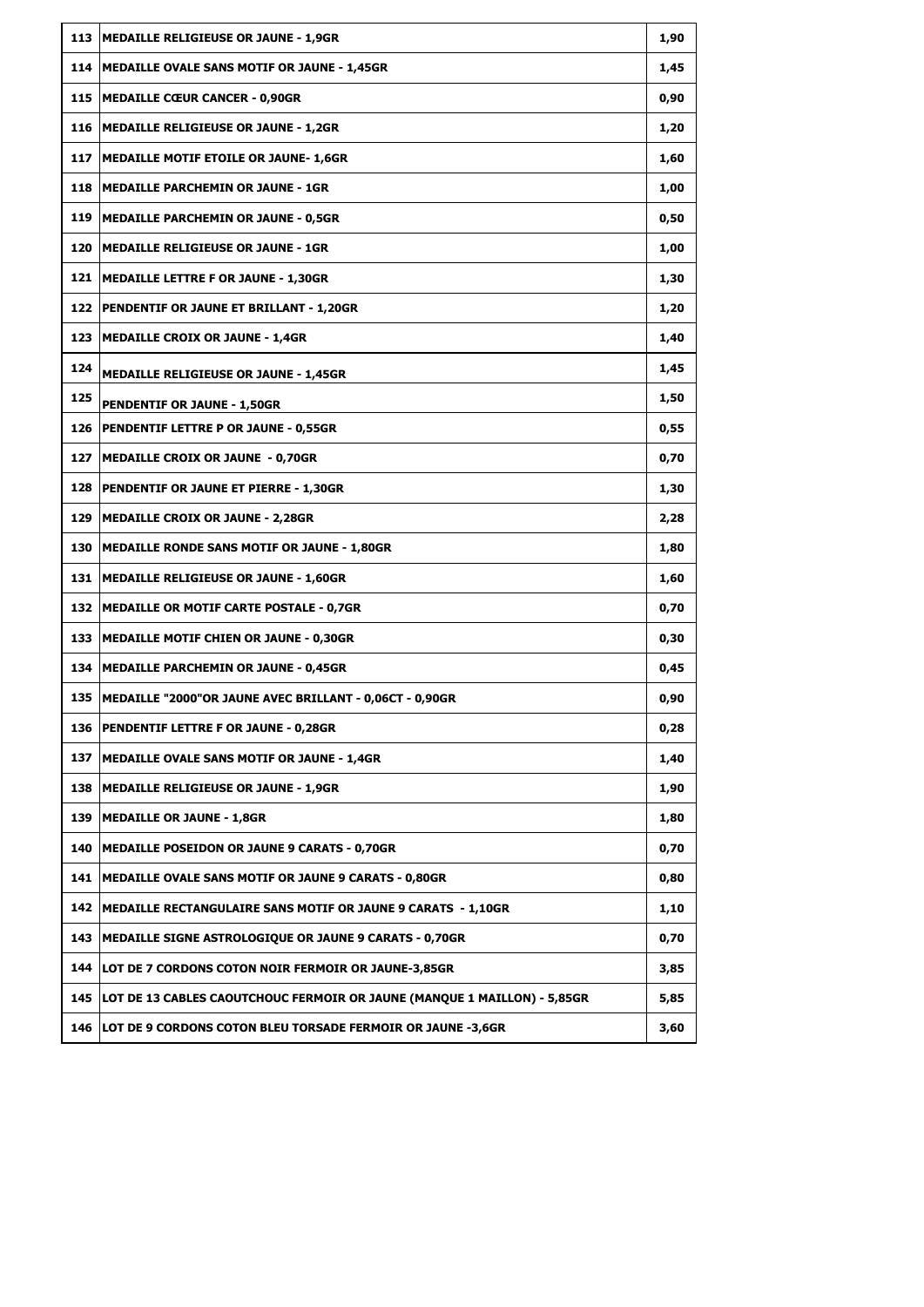| | | |
|---|---|---|
| 113 | **MEDAILLE RELIGIEUSE OR JAUNE - 1,9GR** | 1,90 |
| 114 | **MEDAILLE OVALE SANS MOTIF OR JAUNE - 1,45GR** | 1,45 |
| 115 | **MEDAILLE CŒUR CANCER - 0,90GR** | 0,90 |
| 116 | **MEDAILLE RELIGIEUSE OR JAUNE - 1,2GR** | 1,20 |
| 117 | **MEDAILLE MOTIF ETOILE OR JAUNE- 1,6GR** | 1,60 |
| 118 | **MEDAILLE PARCHEMIN OR JAUNE - 1GR** | 1,00 |
| 119 | **MEDAILLE PARCHEMIN OR JAUNE - 0,5GR** | 0,50 |
| 120 | **MEDAILLE RELIGIEUSE OR JAUNE - 1GR** | 1,00 |
| 121 | **MEDAILLE LETTRE F OR JAUNE - 1,30GR** | 1,30 |
| 122 | **PENDENTIF OR JAUNE ET BRILLANT - 1,20GR** | 1,20 |
| 123 | **MEDAILLE CROIX OR JAUNE - 1,4GR** | 1,40 |
| 124 | **MEDAILLE RELIGIEUSE OR JAUNE - 1,45GR** | 1,45 |
| 125 | **PENDENTIF OR JAUNE - 1,50GR** | 1,50 |
| 126 | **PENDENTIF LETTRE P OR JAUNE - 0,55GR** | 0,55 |
| 127 | **MEDAILLE CROIX OR JAUNE - 0,70GR** | 0,70 |
| 128 | **PENDENTIF OR JAUNE ET PIERRE - 1,30GR** | 1,30 |
| 129 | **MEDAILLE CROIX OR JAUNE - 2,28GR** | 2,28 |
| 130 | **MEDAILLE RONDE SANS MOTIF OR JAUNE - 1,80GR** | 1,80 |
| 131 | **MEDAILLE RELIGIEUSE OR JAUNE - 1,60GR** | 1,60 |
| 132 | **MEDAILLE OR MOTIF CARTE POSTALE - 0,7GR** | 0,70 |
| 133 | **MEDAILLE MOTIF CHIEN OR JAUNE - 0,30GR** | 0,30 |
| 134 | **MEDAILLE PARCHEMIN OR JAUNE - 0,45GR** | 0,45 |
| 135 | **MEDAILLE "2000"OR JAUNE AVEC BRILLANT - 0,06CT - 0,90GR** | 0,90 |
| 136 | **PENDENTIF LETTRE F OR JAUNE - 0,28GR** | 0,28 |
| 137 | **MEDAILLE OVALE SANS MOTIF OR JAUNE - 1,4GR** | 1,40 |
| 138 | **MEDAILLE RELIGIEUSE OR JAUNE - 1,9GR** | 1,90 |
| 139 | **MEDAILLE OR JAUNE - 1,8GR** | 1,80 |
| 140 | **MEDAILLE POSEIDON OR JAUNE 9 CARATS - 0,70GR** | 0,70 |
| 141 | **MEDAILLE OVALE SANS MOTIF OR JAUNE 9 CARATS - 0,80GR** | 0,80 |
| 142 | **MEDAILLE RECTANGULAIRE SANS MOTIF OR JAUNE 9 CARATS - 1,10GR** | 1,10 |
| 143 | **MEDAILLE SIGNE ASTROLOGIQUE OR JAUNE 9 CARATS - 0,70GR** | 0,70 |
| 144 | **LOT DE 7 CORDONS COTON NOIR FERMOIR OR JAUNE-3,85GR** | 3,85 |
| 145 | **LOT DE 13 CABLES CAOUTCHOUC FERMOIR OR JAUNE (MANQUE 1 MAILLON) - 5,85GR** | 5,85 |
| 146 | **LOT DE 9 CORDONS COTON BLEU TORSADE FERMOIR OR JAUNE -3,6GR** | 3,60 |